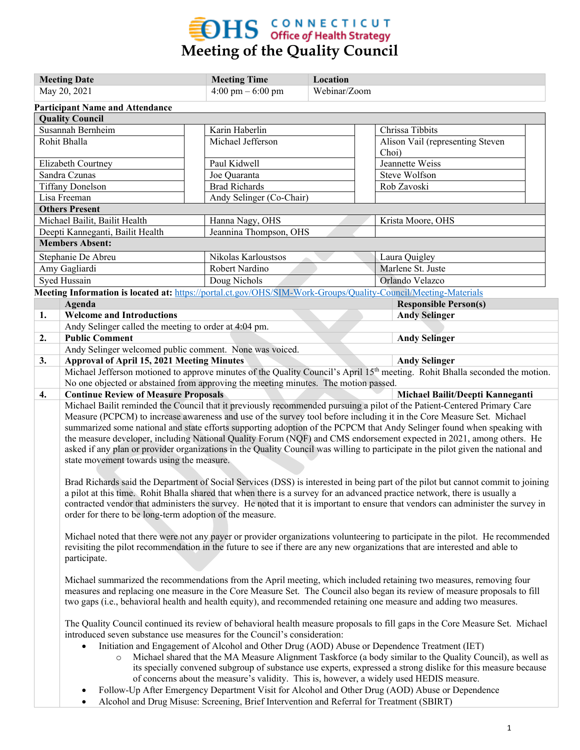# CONNECTICUT Office of Health Strategy

# Meeting of the Quality Council

| Meeting Date | Meeting Time | Location |
|---|---|---|
| May 20, 2021 | 4:00 pm – 6:00 pm | Webinar/Zoom |

**Participant Name and Attendance**

| Quality Council | | |
|---|---|---|
| Susannah Bernheim | Karin Haberlin | Chrissa Tibbits |
| Rohit Bhalla | Michael Jefferson | Alison Vail (representing Steven Choi) |
| Elizabeth Courtney | Paul Kidwell | Jeannette Weiss |
| Sandra Czunas | Joe Quaranta | Steve Wolfson |
| Tiffany Donelson | Brad Richards | Rob Zavoski |
| Lisa Freeman | Andy Selinger (Co-Chair) | |
| **Others Present** | | |
| Michael Bailit, Bailit Health | Hanna Nagy, OHS | Krista Moore, OHS |
| Deepti Kanneganti, Bailit Health | Jeannina Thompson, OHS | |
| **Members Absent:** | | |
| Stephanie De Abreu | Nikolas Karloustsos | Laura Quigley |
| Amy Gagliardi | Robert Nardino | Marlene St. Juste |
| Syed Hussain | Doug Nichols | Orlando Velazco |

**Meeting Information is located at:** https://portal.ct.gov/OHS/SIM-Work-Groups/Quality-Council/Meeting-Materials

| | Agenda | Responsible Person(s) |
|---|---|---|
| **1.** | **Welcome and Introductions** | **Andy Selinger** |
| | Andy Selinger called the meeting to order at 4:04 pm. | |
| **2.** | **Public Comment** | **Andy Selinger** |
| | Andy Selinger welcomed public comment. None was voiced. | |
| **3.** | **Approval of April 15, 2021 Meeting Minutes** | **Andy Selinger** |
| | Michael Jefferson motioned to approve minutes of the Quality Council's April 15th meeting. Rohit Bhalla seconded the motion. No one objected or abstained from approving the meeting minutes. The motion passed. | |
| **4.** | **Continue Review of Measure Proposals** | **Michael Bailit/Deepti Kanneganti** |

Michael Bailit reminded the Council that it previously recommended pursuing a pilot of the Patient-Centered Primary Care Measure (PCPCM) to increase awareness and use of the survey tool before including it in the Core Measure Set. Michael summarized some national and state efforts supporting adoption of the PCPCM that Andy Selinger found when speaking with the measure developer, including National Quality Forum (NQF) and CMS endorsement expected in 2021, among others. He asked if any plan or provider organizations in the Quality Council was willing to participate in the pilot given the national and state movement towards using the measure.

Brad Richards said the Department of Social Services (DSS) is interested in being part of the pilot but cannot commit to joining a pilot at this time. Rohit Bhalla shared that when there is a survey for an advanced practice network, there is usually a contracted vendor that administers the survey. He noted that it is important to ensure that vendors can administer the survey in order for there to be long-term adoption of the measure.

Michael noted that there were not any payer or provider organizations volunteering to participate in the pilot. He recommended revisiting the pilot recommendation in the future to see if there are any new organizations that are interested and able to participate.

Michael summarized the recommendations from the April meeting, which included retaining two measures, removing four measures and replacing one measure in the Core Measure Set. The Council also began its review of measure proposals to fill two gaps (i.e., behavioral health and health equity), and recommended retaining one measure and adding two measures.

The Quality Council continued its review of behavioral health measure proposals to fill gaps in the Core Measure Set. Michael introduced seven substance use measures for the Council's consideration:

- Initiation and Engagement of Alcohol and Other Drug (AOD) Abuse or Dependence Treatment (IET)
    - Michael shared that the MA Measure Alignment Taskforce (a body similar to the Quality Council), as well as its specially convened subgroup of substance use experts, expressed a strong dislike for this measure because of concerns about the measure's validity. This is, however, a widely used HEDIS measure.
- Follow-Up After Emergency Department Visit for Alcohol and Other Drug (AOD) Abuse or Dependence
- Alcohol and Drug Misuse: Screening, Brief Intervention and Referral for Treatment (SBIRT)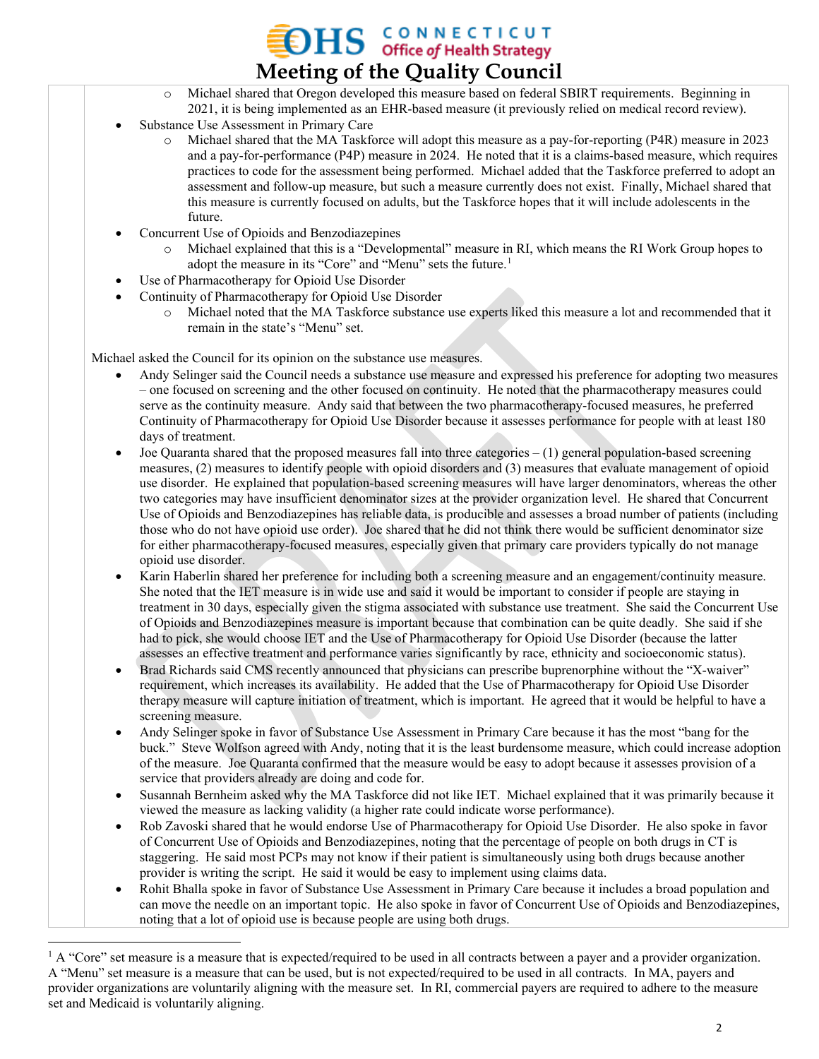- Michael shared that Oregon developed this measure based on federal SBIRT requirements. Beginning in 2021, it is being implemented as an EHR-based measure (it previously relied on medical record review).

- Substance Use Assessment in Primary Care
  - Michael shared that the MA Taskforce will adopt this measure as a pay-for-reporting (P4R) measure in 2023 and a pay-for-performance (P4P) measure in 2024. He noted that it is a claims-based measure, which requires practices to code for the assessment being performed. Michael added that the Taskforce preferred to adopt an assessment and follow-up measure, but such a measure currently does not exist. Finally, Michael shared that this measure is currently focused on adults, but the Taskforce hopes that it will include adolescents in the future.
- Concurrent Use of Opioids and Benzodiazepines
  - Michael explained that this is a "Developmental" measure in RI, which means the RI Work Group hopes to adopt the measure in its "Core" and "Menu" sets the future.[1]
- Use of Pharmacotherapy for Opioid Use Disorder
- Continuity of Pharmacotherapy for Opioid Use Disorder
  - Michael noted that the MA Taskforce substance use experts liked this measure a lot and recommended that it remain in the state's "Menu" set.

Michael asked the Council for its opinion on the substance use measures.

- Andy Selinger said the Council needs a substance use measure and expressed his preference for adopting two measures – one focused on screening and the other focused on continuity. He noted that the pharmacotherapy measures could serve as the continuity measure. Andy said that between the two pharmacotherapy-focused measures, he preferred Continuity of Pharmacotherapy for Opioid Use Disorder because it assesses performance for people with at least 180 days of treatment.
- Joe Quaranta shared that the proposed measures fall into three categories – (1) general population-based screening measures, (2) measures to identify people with opioid disorders and (3) measures that evaluate management of opioid use disorder. He explained that population-based screening measures will have larger denominators, whereas the other two categories may have insufficient denominator sizes at the provider organization level. He shared that Concurrent Use of Opioids and Benzodiazepines has reliable data, is producible and assesses a broad number of patients (including those who do not have opioid use order). Joe shared that he did not think there would be sufficient denominator size for either pharmacotherapy-focused measures, especially given that primary care providers typically do not manage opioid use disorder.
- Karin Haberlin shared her preference for including both a screening measure and an engagement/continuity measure. She noted that the IET measure is in wide use and said it would be important to consider if people are staying in treatment in 30 days, especially given the stigma associated with substance use treatment. She said the Concurrent Use of Opioids and Benzodiazepines measure is important because that combination can be quite deadly. She said if she had to pick, she would choose IET and the Use of Pharmacotherapy for Opioid Use Disorder (because the latter assesses an effective treatment and performance varies significantly by race, ethnicity and socioeconomic status).
- Brad Richards said CMS recently announced that physicians can prescribe buprenorphine without the "X-waiver" requirement, which increases its availability. He added that the Use of Pharmacotherapy for Opioid Use Disorder therapy measure will capture initiation of treatment, which is important. He agreed that it would be helpful to have a screening measure.
- Andy Selinger spoke in favor of Substance Use Assessment in Primary Care because it has the most "bang for the buck." Steve Wolfson agreed with Andy, noting that it is the least burdensome measure, which could increase adoption of the measure. Joe Quaranta confirmed that the measure would be easy to adopt because it assesses provision of a service that providers already are doing and code for.
- Susannah Bernheim asked why the MA Taskforce did not like IET. Michael explained that it was primarily because it viewed the measure as lacking validity (a higher rate could indicate worse performance).
- Rob Zavoski shared that he would endorse Use of Pharmacotherapy for Opioid Use Disorder. He also spoke in favor of Concurrent Use of Opioids and Benzodiazepines, noting that the percentage of people on both drugs in CT is staggering. He said most PCPs may not know if their patient is simultaneously using both drugs because another provider is writing the script. He said it would be easy to implement using claims data.
- Rohit Bhalla spoke in favor of Substance Use Assessment in Primary Care because it includes a broad population and can move the needle on an important topic. He also spoke in favor of Concurrent Use of Opioids and Benzodiazepines, noting that a lot of opioid use is because people are using both drugs.

[1] A "Core" set measure is a measure that is expected/required to be used in all contracts between a payer and a provider organization. A "Menu" set measure is a measure that can be used, but is not expected/required to be used in all contracts. In MA, payers and provider organizations are voluntarily aligning with the measure set. In RI, commercial payers are required to adhere to the measure set and Medicaid is voluntarily aligning.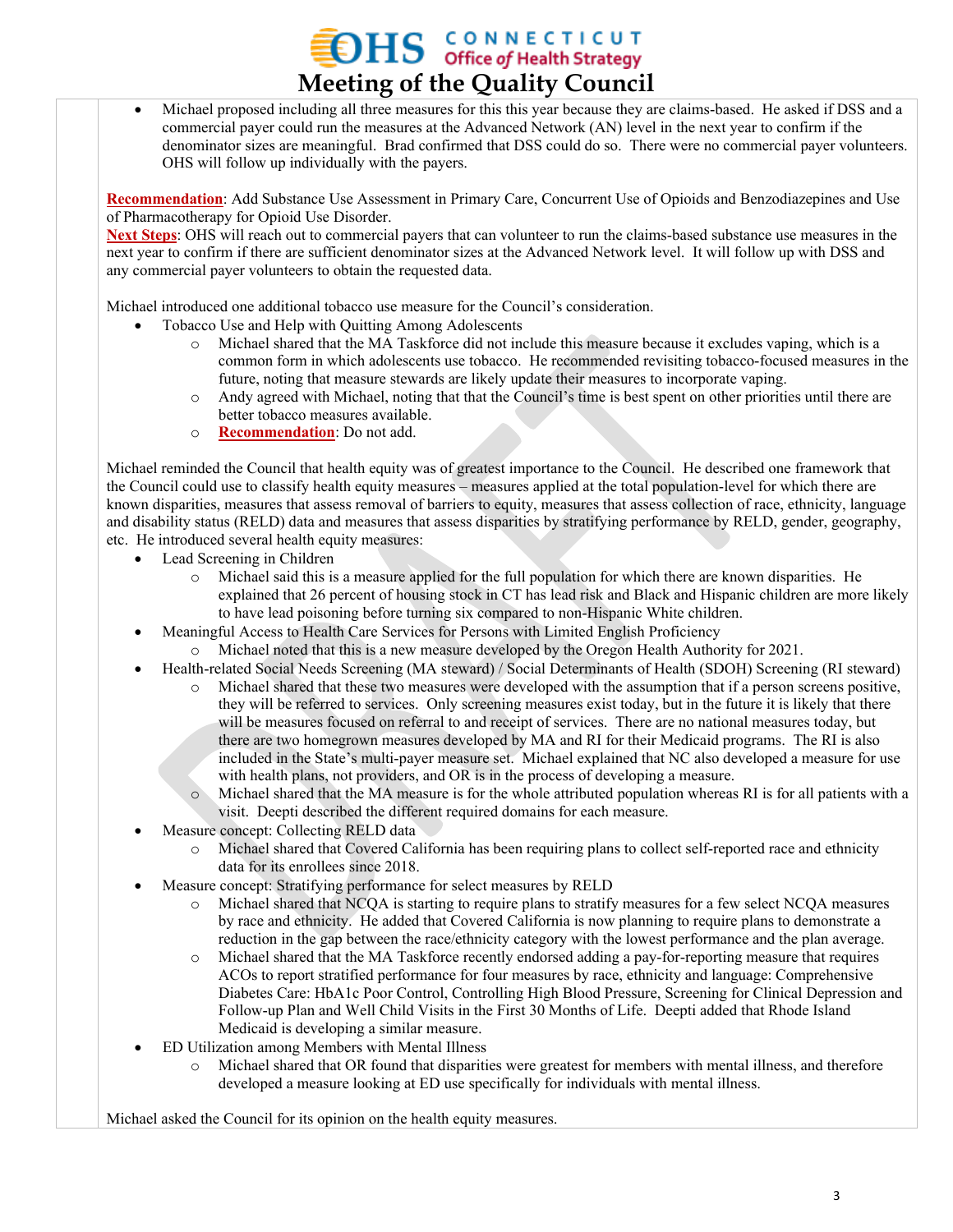- Michael proposed including all three measures for this this year because they are claims-based. He asked if DSS and a commercial payer could run the measures at the Advanced Network (AN) level in the next year to confirm if the denominator sizes are meaningful. Brad confirmed that DSS could do so. There were no commercial payer volunteers. OHS will follow up individually with the payers.

**Recommendation**: Add Substance Use Assessment in Primary Care, Concurrent Use of Opioids and Benzodiazepines and Use of Pharmacotherapy for Opioid Use Disorder.
**Next Steps**: OHS will reach out to commercial payers that can volunteer to run the claims-based substance use measures in the next year to confirm if there are sufficient denominator sizes at the Advanced Network level. It will follow up with DSS and any commercial payer volunteers to obtain the requested data.

Michael introduced one additional tobacco use measure for the Council's consideration.

- Tobacco Use and Help with Quitting Among Adolescents
  - Michael shared that the MA Taskforce did not include this measure because it excludes vaping, which is a common form in which adolescents use tobacco. He recommended revisiting tobacco-focused measures in the future, noting that measure stewards are likely update their measures to incorporate vaping.
  - Andy agreed with Michael, noting that that the Council's time is best spent on other priorities until there are better tobacco measures available.
  - **Recommendation**: Do not add.

Michael reminded the Council that health equity was of greatest importance to the Council. He described one framework that the Council could use to classify health equity measures – measures applied at the total population-level for which there are known disparities, measures that assess removal of barriers to equity, measures that assess collection of race, ethnicity, language and disability status (RELD) data and measures that assess disparities by stratifying performance by RELD, gender, geography, etc. He introduced several health equity measures:

- Lead Screening in Children
  - Michael said this is a measure applied for the full population for which there are known disparities. He explained that 26 percent of housing stock in CT has lead risk and Black and Hispanic children are more likely to have lead poisoning before turning six compared to non-Hispanic White children.
- Meaningful Access to Health Care Services for Persons with Limited English Proficiency
  - Michael noted that this is a new measure developed by the Oregon Health Authority for 2021.
- Health-related Social Needs Screening (MA steward) / Social Determinants of Health (SDOH) Screening (RI steward)
  - Michael shared that these two measures were developed with the assumption that if a person screens positive, they will be referred to services. Only screening measures exist today, but in the future it is likely that there will be measures focused on referral to and receipt of services. There are no national measures today, but there are two homegrown measures developed by MA and RI for their Medicaid programs. The RI is also included in the State's multi-payer measure set. Michael explained that NC also developed a measure for use with health plans, not providers, and OR is in the process of developing a measure.
  - Michael shared that the MA measure is for the whole attributed population whereas RI is for all patients with a visit. Deepti described the different required domains for each measure.
- Measure concept: Collecting RELD data
  - Michael shared that Covered California has been requiring plans to collect self-reported race and ethnicity data for its enrollees since 2018.
- Measure concept: Stratifying performance for select measures by RELD
  - Michael shared that NCQA is starting to require plans to stratify measures for a few select NCQA measures by race and ethnicity. He added that Covered California is now planning to require plans to demonstrate a reduction in the gap between the race/ethnicity category with the lowest performance and the plan average.
  - Michael shared that the MA Taskforce recently endorsed adding a pay-for-reporting measure that requires ACOs to report stratified performance for four measures by race, ethnicity and language: Comprehensive Diabetes Care: HbA1c Poor Control, Controlling High Blood Pressure, Screening for Clinical Depression and Follow-up Plan and Well Child Visits in the First 30 Months of Life. Deepti added that Rhode Island Medicaid is developing a similar measure.
- ED Utilization among Members with Mental Illness
  - Michael shared that OR found that disparities were greatest for members with mental illness, and therefore developed a measure looking at ED use specifically for individuals with mental illness.

Michael asked the Council for its opinion on the health equity measures.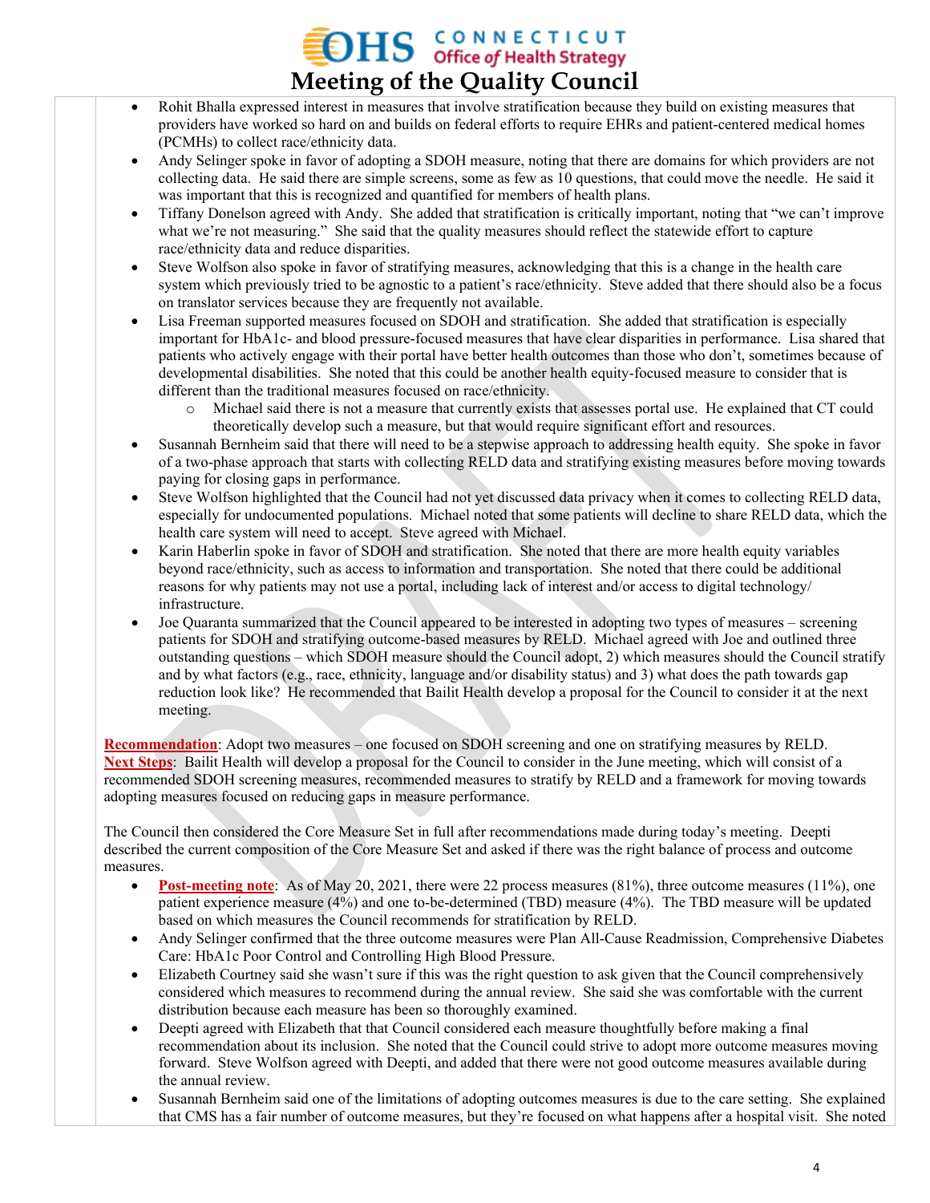- Rohit Bhalla expressed interest in measures that involve stratification because they build on existing measures that providers have worked so hard on and builds on federal efforts to require EHRs and patient-centered medical homes (PCMHs) to collect race/ethnicity data.
- Andy Selinger spoke in favor of adopting a SDOH measure, noting that there are domains for which providers are not collecting data. He said there are simple screens, some as few as 10 questions, that could move the needle. He said it was important that this is recognized and quantified for members of health plans.
- Tiffany Donelson agreed with Andy. She added that stratification is critically important, noting that "we can't improve what we're not measuring." She said that the quality measures should reflect the statewide effort to capture race/ethnicity data and reduce disparities.
- Steve Wolfson also spoke in favor of stratifying measures, acknowledging that this is a change in the health care system which previously tried to be agnostic to a patient's race/ethnicity. Steve added that there should also be a focus on translator services because they are frequently not available.
- Lisa Freeman supported measures focused on SDOH and stratification. She added that stratification is especially important for HbA1c- and blood pressure-focused measures that have clear disparities in performance. Lisa shared that patients who actively engage with their portal have better health outcomes than those who don't, sometimes because of developmental disabilities. She noted that this could be another health equity-focused measure to consider that is different than the traditional measures focused on race/ethnicity.
  - Michael said there is not a measure that currently exists that assesses portal use. He explained that CT could theoretically develop such a measure, but that would require significant effort and resources.
- Susannah Bernheim said that there will need to be a stepwise approach to addressing health equity. She spoke in favor of a two-phase approach that starts with collecting RELD data and stratifying existing measures before moving towards paying for closing gaps in performance.
- Steve Wolfson highlighted that the Council had not yet discussed data privacy when it comes to collecting RELD data, especially for undocumented populations. Michael noted that some patients will decline to share RELD data, which the health care system will need to accept. Steve agreed with Michael.
- Karin Haberlin spoke in favor of SDOH and stratification. She noted that there are more health equity variables beyond race/ethnicity, such as access to information and transportation. She noted that there could be additional reasons for why patients may not use a portal, including lack of interest and/or access to digital technology/ infrastructure.
- Joe Quaranta summarized that the Council appeared to be interested in adopting two types of measures – screening patients for SDOH and stratifying outcome-based measures by RELD. Michael agreed with Joe and outlined three outstanding questions – which SDOH measure should the Council adopt, 2) which measures should the Council stratify and by what factors (e.g., race, ethnicity, language and/or disability status) and 3) what does the path towards gap reduction look like? He recommended that Bailit Health develop a proposal for the Council to consider it at the next meeting.

**Recommendation**: Adopt two measures – one focused on SDOH screening and one on stratifying measures by RELD.
**Next Steps**: Bailit Health will develop a proposal for the Council to consider in the June meeting, which will consist of a recommended SDOH screening measures, recommended measures to stratify by RELD and a framework for moving towards adopting measures focused on reducing gaps in measure performance.

The Council then considered the Core Measure Set in full after recommendations made during today's meeting. Deepti described the current composition of the Core Measure Set and asked if there was the right balance of process and outcome measures.

- **Post-meeting note**: As of May 20, 2021, there were 22 process measures (81%), three outcome measures (11%), one patient experience measure (4%) and one to-be-determined (TBD) measure (4%). The TBD measure will be updated based on which measures the Council recommends for stratification by RELD.
- Andy Selinger confirmed that the three outcome measures were Plan All-Cause Readmission, Comprehensive Diabetes Care: HbA1c Poor Control and Controlling High Blood Pressure.
- Elizabeth Courtney said she wasn't sure if this was the right question to ask given that the Council comprehensively considered which measures to recommend during the annual review. She said she was comfortable with the current distribution because each measure has been so thoroughly examined.
- Deepti agreed with Elizabeth that that Council considered each measure thoughtfully before making a final recommendation about its inclusion. She noted that the Council could strive to adopt more outcome measures moving forward. Steve Wolfson agreed with Deepti, and added that there were not good outcome measures available during the annual review.
- Susannah Bernheim said one of the limitations of adopting outcomes measures is due to the care setting. She explained that CMS has a fair number of outcome measures, but they're focused on what happens after a hospital visit. She noted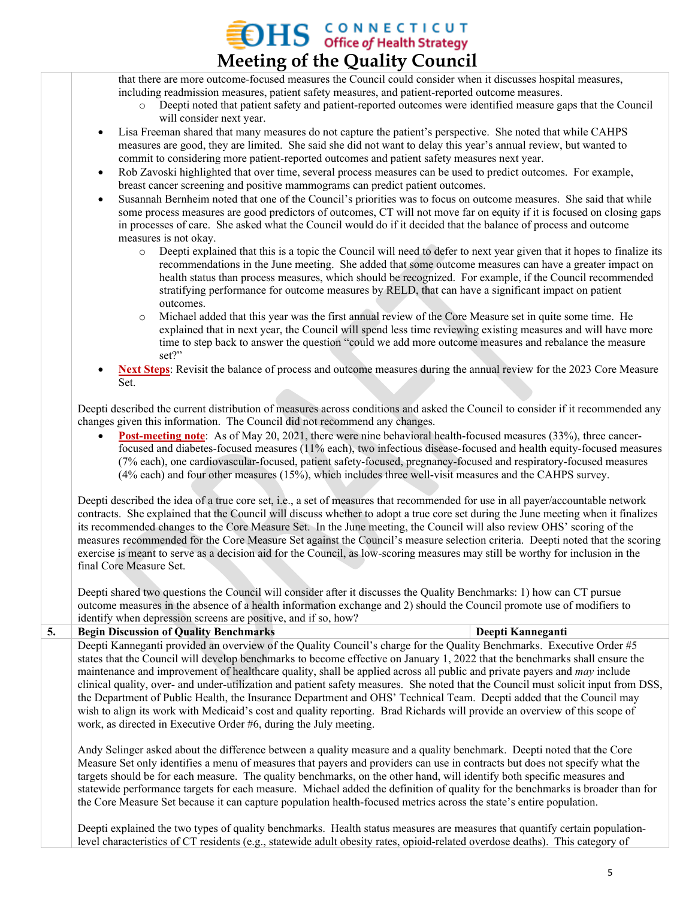that there are more outcome-focused measures the Council could consider when it discusses hospital measures, including readmission measures, patient safety measures, and patient-reported outcome measures.

  - Deepti noted that patient safety and patient-reported outcomes were identified measure gaps that the Council will consider next year.

- Lisa Freeman shared that many measures do not capture the patient's perspective. She noted that while CAHPS measures are good, they are limited. She said she did not want to delay this year's annual review, but wanted to commit to considering more patient-reported outcomes and patient safety measures next year.
- Rob Zavoski highlighted that over time, several process measures can be used to predict outcomes. For example, breast cancer screening and positive mammograms can predict patient outcomes.
- Susannah Bernheim noted that one of the Council's priorities was to focus on outcome measures. She said that while some process measures are good predictors of outcomes, CT will not move far on equity if it is focused on closing gaps in processes of care. She asked what the Council would do if it decided that the balance of process and outcome measures is not okay.
  - Deepti explained that this is a topic the Council will need to defer to next year given that it hopes to finalize its recommendations in the June meeting. She added that some outcome measures can have a greater impact on health status than process measures, which should be recognized. For example, if the Council recommended stratifying performance for outcome measures by RELD, that can have a significant impact on patient outcomes.
  - Michael added that this year was the first annual review of the Core Measure set in quite some time. He explained that in next year, the Council will spend less time reviewing existing measures and will have more time to step back to answer the question "could we add more outcome measures and rebalance the measure set?"
- **Next Steps**: Revisit the balance of process and outcome measures during the annual review for the 2023 Core Measure Set.

Deepti described the current distribution of measures across conditions and asked the Council to consider if it recommended any changes given this information. The Council did not recommend any changes.

- **Post-meeting note**: As of May 20, 2021, there were nine behavioral health-focused measures (33%), three cancer-focused and diabetes-focused measures (11% each), two infectious disease-focused and health equity-focused measures (7% each), one cardiovascular-focused, patient safety-focused, pregnancy-focused and respiratory-focused measures (4% each) and four other measures (15%), which includes three well-visit measures and the CAHPS survey.

Deepti described the idea of a true core set, i.e., a set of measures that recommended for use in all payer/accountable network contracts. She explained that the Council will discuss whether to adopt a true core set during the June meeting when it finalizes its recommended changes to the Core Measure Set. In the June meeting, the Council will also review OHS' scoring of the measures recommended for the Core Measure Set against the Council's measure selection criteria. Deepti noted that the scoring exercise is meant to serve as a decision aid for the Council, as low-scoring measures may still be worthy for inclusion in the final Core Measure Set.

Deepti shared two questions the Council will consider after it discusses the Quality Benchmarks: 1) how can CT pursue outcome measures in the absence of a health information exchange and 2) should the Council promote use of modifiers to identify when depression screens are positive, and if so, how?

| 5. | **Begin Discussion of Quality Benchmarks** | **Deepti Kanneganti** |
|---|---|---|

Deepti Kanneganti provided an overview of the Quality Council's charge for the Quality Benchmarks. Executive Order #5 states that the Council will develop benchmarks to become effective on January 1, 2022 that the benchmarks shall ensure the maintenance and improvement of healthcare quality, shall be applied across all public and private payers and *may* include clinical quality, over- and under-utilization and patient safety measures. She noted that the Council must solicit input from DSS, the Department of Public Health, the Insurance Department and OHS' Technical Team. Deepti added that the Council may wish to align its work with Medicaid's cost and quality reporting. Brad Richards will provide an overview of this scope of work, as directed in Executive Order #6, during the July meeting.

Andy Selinger asked about the difference between a quality measure and a quality benchmark. Deepti noted that the Core Measure Set only identifies a menu of measures that payers and providers can use in contracts but does not specify what the targets should be for each measure. The quality benchmarks, on the other hand, will identify both specific measures and statewide performance targets for each measure. Michael added the definition of quality for the benchmarks is broader than for the Core Measure Set because it can capture population health-focused metrics across the state's entire population.

Deepti explained the two types of quality benchmarks. Health status measures are measures that quantify certain population-level characteristics of CT residents (e.g., statewide adult obesity rates, opioid-related overdose deaths). This category of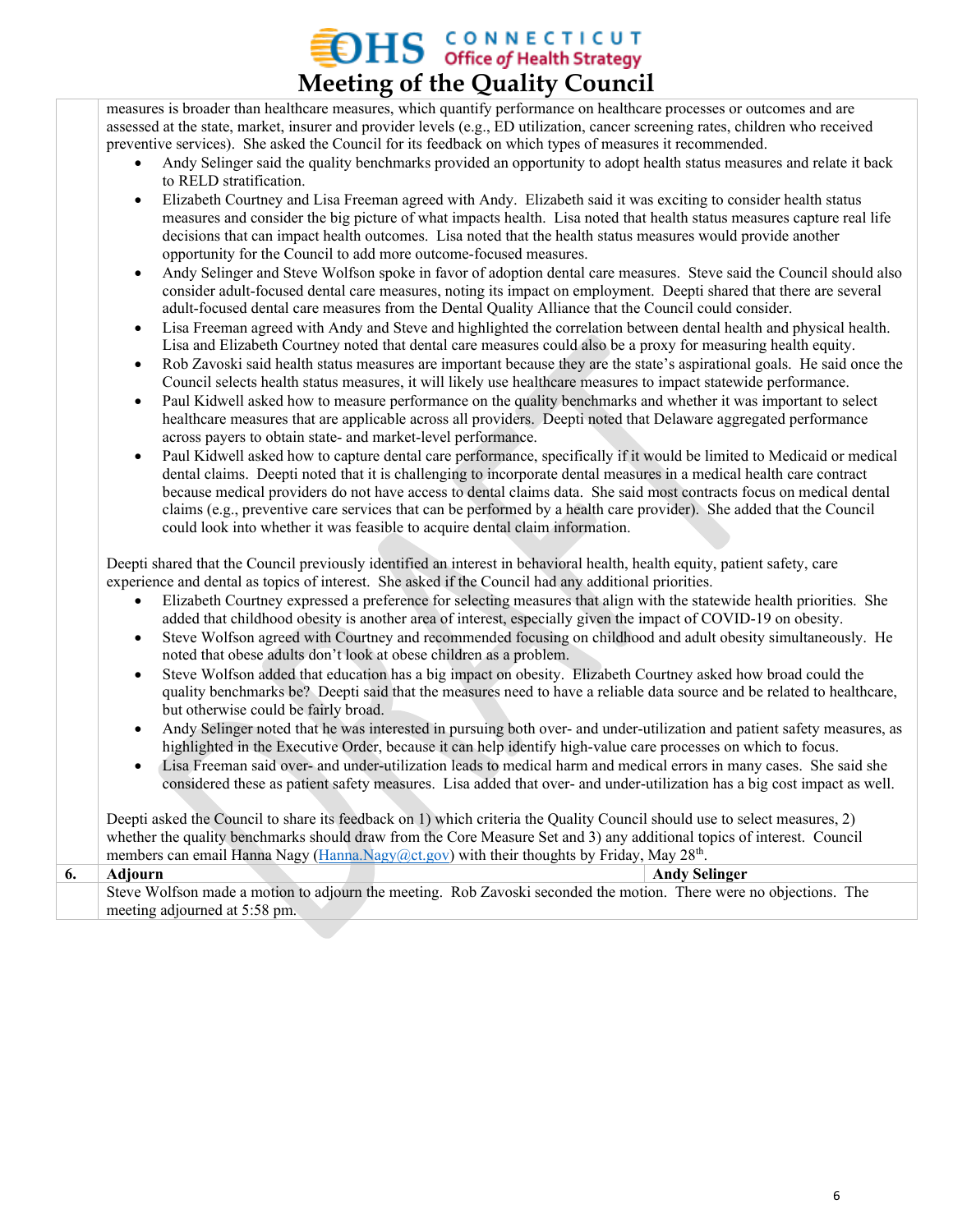|  |  |  |
|---|---|---|
|  | measures is broader than healthcare measures, which quantify performance on healthcare processes or outcomes and are assessed at the state, market, insurer and provider levels (e.g., ED utilization, cancer screening rates, children who received preventive services). She asked the Council for its feedback on which types of measures it recommended.<br>• Andy Selinger said the quality benchmarks provided an opportunity to adopt health status measures and relate it back to RELD stratification.<br>• Elizabeth Courtney and Lisa Freeman agreed with Andy. Elizabeth said it was exciting to consider health status measures and consider the big picture of what impacts health. Lisa noted that health status measures capture real life decisions that can impact health outcomes. Lisa noted that the health status measures would provide another opportunity for the Council to add more outcome-focused measures.<br>• Andy Selinger and Steve Wolfson spoke in favor of adoption dental care measures. Steve said the Council should also consider adult-focused dental care measures, noting its impact on employment. Deepti shared that there are several adult-focused dental care measures from the Dental Quality Alliance that the Council could consider.<br>• Lisa Freeman agreed with Andy and Steve and highlighted the correlation between dental health and physical health. Lisa and Elizabeth Courtney noted that dental care measures could also be a proxy for measuring health equity.<br>• Rob Zavoski said health status measures are important because they are the state's aspirational goals. He said once the Council selects health status measures, it will likely use healthcare measures to impact statewide performance.<br>• Paul Kidwell asked how to measure performance on the quality benchmarks and whether it was important to select healthcare measures that are applicable across all providers. Deepti noted that Delaware aggregated performance across payers to obtain state- and market-level performance.<br>• Paul Kidwell asked how to capture dental care performance, specifically if it would be limited to Medicaid or medical dental claims. Deepti noted that it is challenging to incorporate dental measures in a medical health care contract because medical providers do not have access to dental claims data. She said most contracts focus on medical dental claims (e.g., preventive care services that can be performed by a health care provider). She added that the Council could look into whether it was feasible to acquire dental claim information.<br><br>Deepti shared that the Council previously identified an interest in behavioral health, health equity, patient safety, care experience and dental as topics of interest. She asked if the Council had any additional priorities.<br>• Elizabeth Courtney expressed a preference for selecting measures that align with the statewide health priorities. She added that childhood obesity is another area of interest, especially given the impact of COVID-19 on obesity.<br>• Steve Wolfson agreed with Courtney and recommended focusing on childhood and adult obesity simultaneously. He noted that obese adults don't look at obese children as a problem.<br>• Steve Wolfson added that education has a big impact on obesity. Elizabeth Courtney asked how broad could the quality benchmarks be? Deepti said that the measures need to have a reliable data source and be related to healthcare, but otherwise could be fairly broad.<br>• Andy Selinger noted that he was interested in pursuing both over- and under-utilization and patient safety measures, as highlighted in the Executive Order, because it can help identify high-value care processes on which to focus.<br>• Lisa Freeman said over- and under-utilization leads to medical harm and medical errors in many cases. She said she considered these as patient safety measures. Lisa added that over- and under-utilization has a big cost impact as well.<br><br>Deepti asked the Council to share its feedback on 1) which criteria the Quality Council should use to select measures, 2) whether the quality benchmarks should draw from the Core Measure Set and 3) any additional topics of interest. Council members can email Hanna Nagy (Hanna.Nagy@ct.gov) with their thoughts by Friday, May 28th. |  |
| **6.** | **Adjourn** | **Andy Selinger** |
|  | Steve Wolfson made a motion to adjourn the meeting. Rob Zavoski seconded the motion. There were no objections. The meeting adjourned at 5:58 pm. |  |